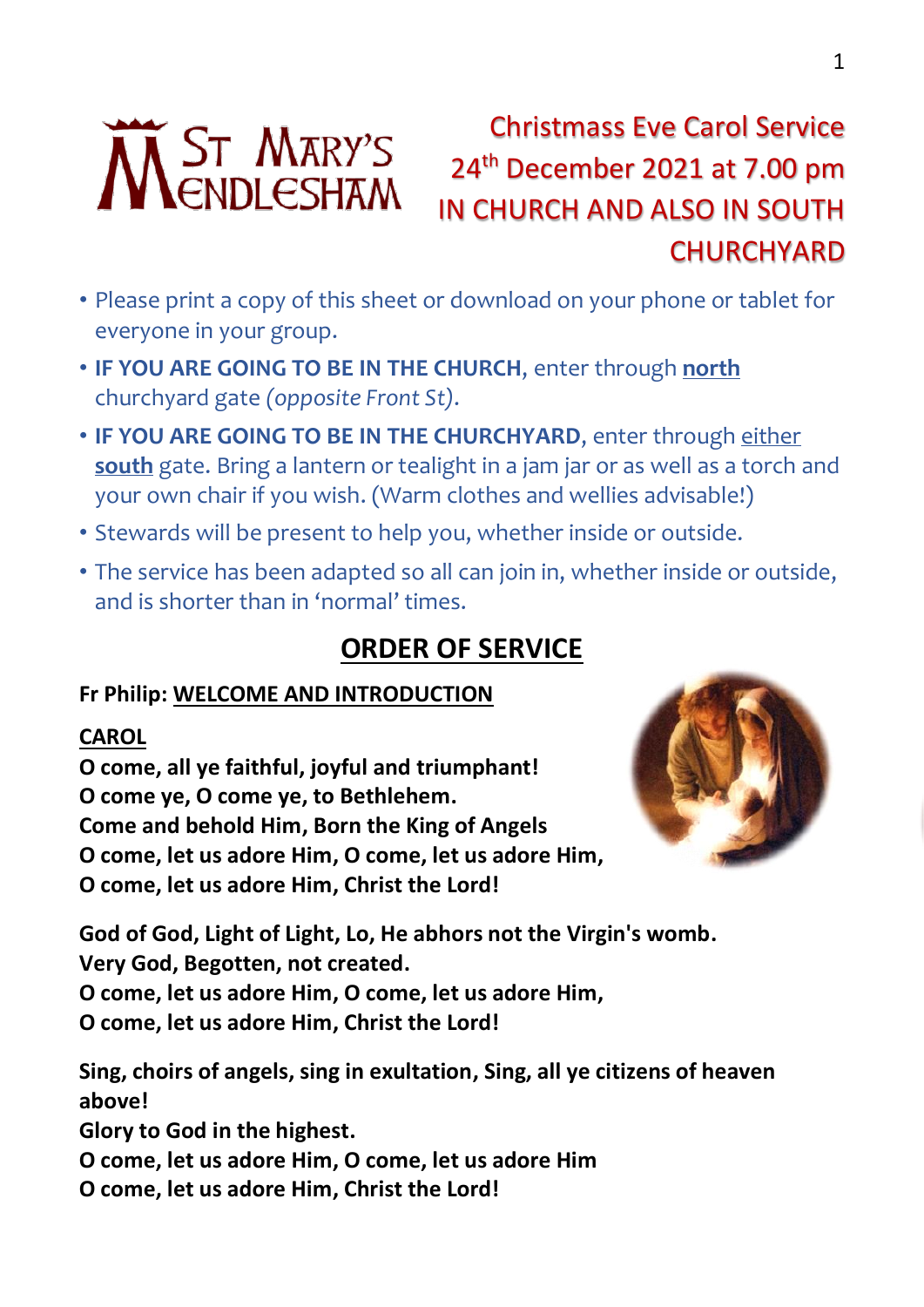**ST MARY'S KENDLESHAM**

# Christmass Eve Carol Service
## 24th December 2021 at 7.00 pm
## IN CHURCH AND ALSO IN SOUTH CHURCHYARD

- Please print a copy of this sheet or download on your phone or tablet for everyone in your group.
- **IF YOU ARE GOING TO BE IN THE CHURCH**, enter through **north** churchyard gate *(opposite Front St).*
- **IF YOU ARE GOING TO BE IN THE CHURCHYARD**, enter through either **south** gate. Bring a lantern or tealight in a jam jar or as well as a torch and your own chair if you wish. (Warm clothes and wellies advisable!)
- Stewards will be present to help you, whether inside or outside.
- The service has been adapted so all can join in, whether inside or outside, and is shorter than in 'normal' times.

## ORDER OF SERVICE

**Fr Philip: WELCOME AND INTRODUCTION**

**CAROL**

**O come, all ye faithful, joyful and triumphant!**
**O come ye, O come ye, to Bethlehem.**
**Come and behold Him, Born the King of Angels**
**O come, let us adore Him, O come, let us adore Him,**
**O come, let us adore Him, Christ the Lord!**

**God of God, Light of Light, Lo, He abhors not the Virgin's womb.**
**Very God, Begotten, not created.**
**O come, let us adore Him, O come, let us adore Him,**
**O come, let us adore Him, Christ the Lord!**

**Sing, choirs of angels, sing in exultation, Sing, all ye citizens of heaven above!**
**Glory to God in the highest.**
**O come, let us adore Him, O come, let us adore Him**
**O come, let us adore Him, Christ the Lord!**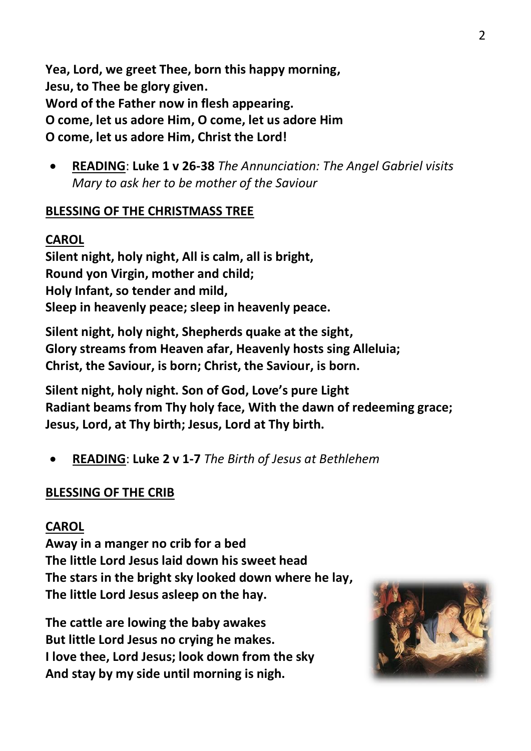**Yea, Lord, we greet Thee, born this happy morning,**
**Jesu, to Thee be glory given.**
**Word of the Father now in flesh appearing.**
**O come, let us adore Him, O come, let us adore Him**
**O come, let us adore Him, Christ the Lord!**

- **READING**: **Luke 1 v 26-38** *The Annunciation: The Angel Gabriel visits Mary to ask her to be mother of the Saviour*

**BLESSING OF THE CHRISTMASS TREE**

**CAROL**

**Silent night, holy night, All is calm, all is bright,**
**Round yon Virgin, mother and child;**
**Holy Infant, so tender and mild,**
**Sleep in heavenly peace; sleep in heavenly peace.**

**Silent night, holy night, Shepherds quake at the sight,**
**Glory streams from Heaven afar, Heavenly hosts sing Alleluia;**
**Christ, the Saviour, is born; Christ, the Saviour, is born.**

**Silent night, holy night. Son of God, Love's pure Light**
**Radiant beams from Thy holy face, With the dawn of redeeming grace;**
**Jesus, Lord, at Thy birth; Jesus, Lord at Thy birth.**

- **READING**: **Luke 2 v 1-7** *The Birth of Jesus at Bethlehem*

**BLESSING OF THE CRIB**

**CAROL**

**Away in a manger no crib for a bed**
**The little Lord Jesus laid down his sweet head**
**The stars in the bright sky looked down where he lay,**
**The little Lord Jesus asleep on the hay.**

**The cattle are lowing the baby awakes**
**But little Lord Jesus no crying he makes.**
**I love thee, Lord Jesus; look down from the sky**
**And stay by my side until morning is nigh.**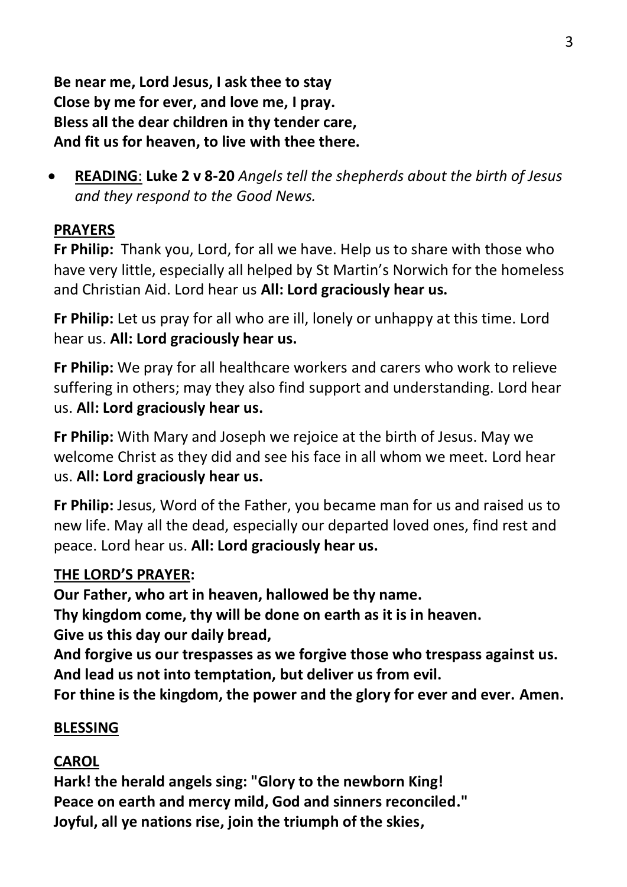**Be near me, Lord Jesus, I ask thee to stay**
**Close by me for ever, and love me, I pray.**
**Bless all the dear children in thy tender care,**
**And fit us for heaven, to live with thee there.**

- **READING**: **Luke 2 v 8-20** *Angels tell the shepherds about the birth of Jesus and they respond to the Good News.*

**PRAYERS**

**Fr Philip:** Thank you, Lord, for all we have. Help us to share with those who have very little, especially all helped by St Martin's Norwich for the homeless and Christian Aid. Lord hear us **All: Lord graciously hear us.**

**Fr Philip:** Let us pray for all who are ill, lonely or unhappy at this time. Lord hear us. **All: Lord graciously hear us.**

**Fr Philip:** We pray for all healthcare workers and carers who work to relieve suffering in others; may they also find support and understanding. Lord hear us. **All: Lord graciously hear us.**

**Fr Philip:** With Mary and Joseph we rejoice at the birth of Jesus. May we welcome Christ as they did and see his face in all whom we meet. Lord hear us. **All: Lord graciously hear us.**

**Fr Philip:** Jesus, Word of the Father, you became man for us and raised us to new life. May all the dead, especially our departed loved ones, find rest and peace. Lord hear us. **All: Lord graciously hear us.**

**THE LORD'S PRAYER:**

**Our Father, who art in heaven, hallowed be thy name.**
**Thy kingdom come, thy will be done on earth as it is in heaven.**
**Give us this day our daily bread,**
**And forgive us our trespasses as we forgive those who trespass against us.**
**And lead us not into temptation, but deliver us from evil.**
**For thine is the kingdom, the power and the glory for ever and ever. Amen.**

**BLESSING**

**CAROL**

**Hark! the herald angels sing: "Glory to the newborn King!**
**Peace on earth and mercy mild, God and sinners reconciled."**
**Joyful, all ye nations rise, join the triumph of the skies,**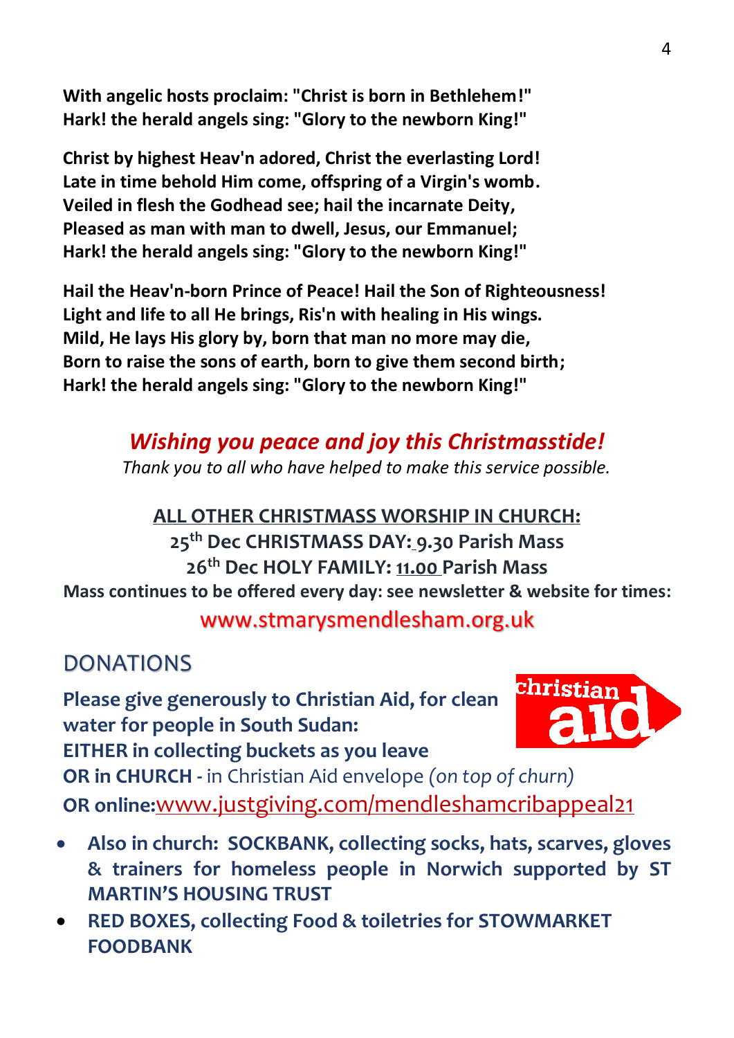**With angelic hosts proclaim: "Christ is born in Bethlehem!"**
**Hark! the herald angels sing: "Glory to the newborn King!"**

**Christ by highest Heav'n adored, Christ the everlasting Lord!**
**Late in time behold Him come, offspring of a Virgin's womb.**
**Veiled in flesh the Godhead see; hail the incarnate Deity,**
**Pleased as man with man to dwell, Jesus, our Emmanuel;**
**Hark! the herald angels sing: "Glory to the newborn King!"**

**Hail the Heav'n-born Prince of Peace! Hail the Son of Righteousness!**
**Light and life to all He brings, Ris'n with healing in His wings.**
**Mild, He lays His glory by, born that man no more may die,**
**Born to raise the sons of earth, born to give them second birth;**
**Hark! the herald angels sing: "Glory to the newborn King!"**

***Wishing you peace and joy this Christmasstide!***

*Thank you to all who have helped to make this service possible.*

**ALL OTHER CHRISTMASS WORSHIP IN CHURCH:**

**25th Dec CHRISTMASS DAY: 9.30 Parish Mass**

**26th Dec HOLY FAMILY: 11.00 Parish Mass**

**Mass continues to be offered every day: see newsletter & website for times:**

www.stmarysmendlesham.org.uk

## DONATIONS

christian aid

**Please give generously to Christian Aid, for clean water for people in South Sudan:**

**EITHER in collecting buckets as you leave**

**OR in CHURCH -** in Christian Aid envelope *(on top of churn)*

**OR online:**www.justgiving.com/mendleshamcribappeal21

- **Also in church: SOCKBANK, collecting socks, hats, scarves, gloves & trainers for homeless people in Norwich supported by ST MARTIN'S HOUSING TRUST**
- **RED BOXES, collecting Food & toiletries for STOWMARKET FOODBANK**